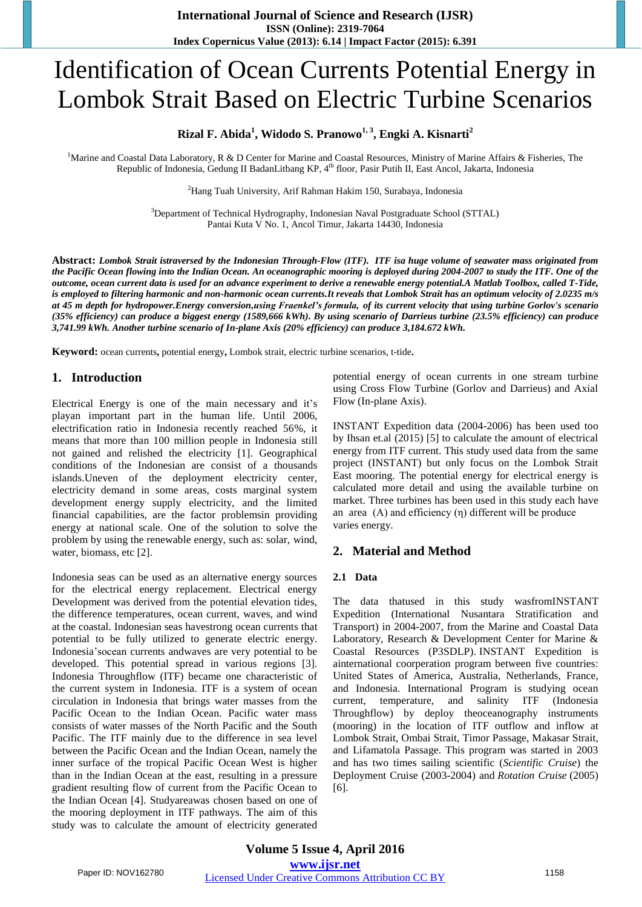# Identification of Ocean Currents Potential Energy in Lombok Strait Based on Electric Turbine Scenarios

**Rizal F. Abida[1], Widodo S. Pranowo[1, 3], Engki A. Kisnarti[2]**

[1]Marine and Coastal Data Laboratory, R & D Center for Marine and Coastal Resources, Ministry of Marine Affairs & Fisheries, The Republic of Indonesia, Gedung II BadanLitbang KP, 4th floor, Pasir Putih II, East Ancol, Jakarta, Indonesia

[2]Hang Tuah University, Arif Rahman Hakim 150, Surabaya, Indonesia

[3]Department of Technical Hydrography, Indonesian Naval Postgraduate School (STTAL) Pantai Kuta V No. 1, Ancol Timur, Jakarta 14430, Indonesia

**Abstract:** ***Lombok Strait istraversed by the Indonesian Through-Flow (ITF). ITF isa huge volume of seawater mass originated from the Pacific Ocean flowing into the Indian Ocean. An oceanographic mooring is deployed during 2004-2007 to study the ITF. One of the outcome, ocean current data is used for an advance experiment to derive a renewable energy potential.A Matlab Toolbox, called T-Tide, is employed to filtering harmonic and non-harmonic ocean currents.It reveals that Lombok Strait has an optimum velocity of 2.0235 m/s at 45 m depth for hydropower.Energy conversion,using Fraenkel's formula, of its current velocity that using turbine Gorlov's scenario (35% efficiency) can produce a biggest energy (1589,666 kWh). By using scenario of Darrieus turbine (23.5% efficiency) can produce 3,741.99 kWh. Another turbine scenario of In-plane Axis (20% efficiency) can produce 3,184.672 kWh.***

**Keyword:** ocean currents**,** potential energy**,** Lombok strait, electric turbine scenarios, t-tide**.**

## 1. Introduction

Electrical Energy is one of the main necessary and it's playan important part in the human life. Until 2006, electrification ratio in Indonesia recently reached 56%, it means that more than 100 million people in Indonesia still not gained and relished the electricity [1]. Geographical conditions of the Indonesian are consist of a thousands islands.Uneven of the deployment electricity center, electricity demand in some areas, costs marginal system development energy supply electricity, and the limited financial capabilities, are the factor problemsin providing energy at national scale. One of the solution to solve the problem by using the renewable energy, such as: solar, wind, water, biomass, etc [2].

Indonesia seas can be used as an alternative energy sources for the electrical energy replacement. Electrical energy Development was derived from the potential elevation tides, the difference temperatures, ocean current, waves, and wind at the coastal. Indonesian seas havestrong ocean currents that potential to be fully utilized to generate electric energy. Indonesia'socean currents andwaves are very potential to be developed. This potential spread in various regions [3]. Indonesia Throughflow (ITF) became one characteristic of the current system in Indonesia. ITF is a system of ocean circulation in Indonesia that brings water masses from the Pacific Ocean to the Indian Ocean. Pacific water mass consists of water masses of the North Pacific and the South Pacific. The ITF mainly due to the difference in sea level between the Pacific Ocean and the Indian Ocean, namely the inner surface of the tropical Pacific Ocean West is higher than in the Indian Ocean at the east, resulting in a pressure gradient resulting flow of current from the Pacific Ocean to the Indian Ocean [4]. Studyareawas chosen based on one of the mooring deployment in ITF pathways. The aim of this study was to calculate the amount of electricity generated potential energy of ocean currents in one stream turbine using Cross Flow Turbine (Gorlov and Darrieus) and Axial Flow (In-plane Axis).

INSTANT Expedition data (2004-2006) has been used too by Ihsan et.al (2015) [5] to calculate the amount of electrical energy from ITF current. This study used data from the same project (INSTANT) but only focus on the Lombok Strait East mooring. The potential energy for electrical energy is calculated more detail and using the available turbine on market. Three turbines has been used in this study each have an area (A) and efficiency (η) different will be produce varies energy.

## 2. Material and Method

### 2.1 Data

The data thatused in this study wasfromINSTANT Expedition (International Nusantara Stratification and Transport) in 2004-2007, from the Marine and Coastal Data Laboratory, Research & Development Center for Marine & Coastal Resources (P3SDLP). INSTANT Expedition is ainternational coorperation program between five countries: United States of America, Australia, Netherlands, France, and Indonesia. International Program is studying ocean current, temperature, and salinity ITF (Indonesia Throughflow) by deploy theoceanography instruments (mooring) in the location of ITF outflow and inflow at Lombok Strait, Ombai Strait, Timor Passage, Makasar Strait, and Lifamatola Passage. This program was started in 2003 and has two times sailing scientific (*Scientific Cruise*) the Deployment Cruise (2003-2004) and *Rotation Cruise* (2005) [6].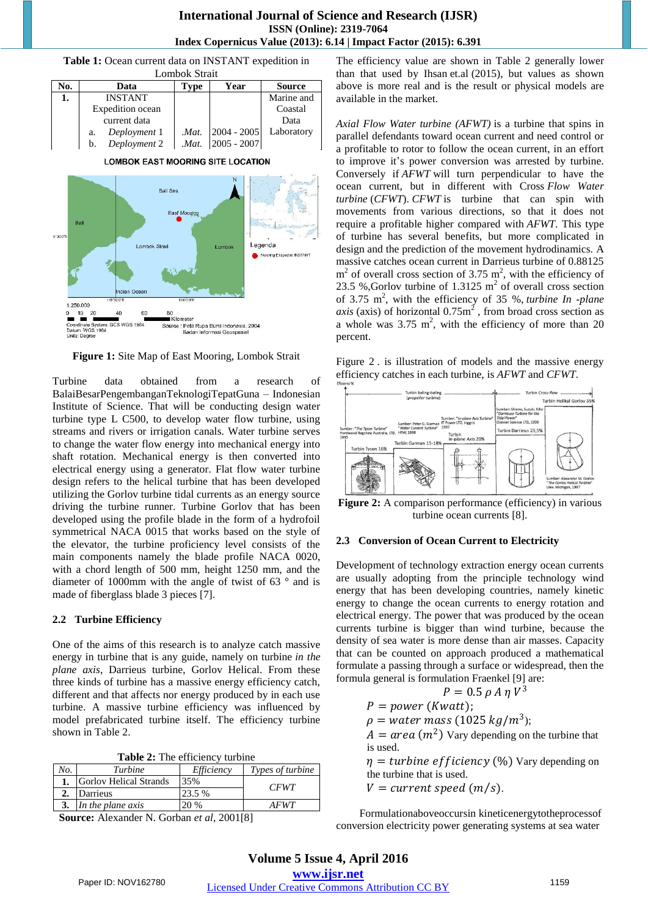**Table 1:** Ocean current data on INSTANT expedition in Lombok Strait

| No. | Data | Type | Year | Source |
|---|---|---|---|---|
| 1. | INSTANT Expedition ocean current data | | | Marine and Coastal Data Laboratory |
| | a. *Deployment* 1 | .*Mat.* | 2004 - 2005 | |
| | b. *Deployment* 2 | .*Mat.* | 2005 - 2007 | |

**Figure 1:** Site Map of East Mooring, Lombok Strait

Turbine data obtained from a research of BalaiBesarPengembanganTeknologiTepatGuna – Indonesian Institute of Science. That will be conducting design water turbine type L C500, to develop water flow turbine, using streams and rivers or irrigation canals. Water turbine serves to change the water flow energy into mechanical energy into shaft rotation. Mechanical energy is then converted into electrical energy using a generator. Flat flow water turbine design refers to the helical turbine that has been developed utilizing the Gorlov turbine tidal currents as an energy source driving the turbine runner. Turbine Gorlov that has been developed using the profile blade in the form of a hydrofoil symmetrical NACA 0015 that works based on the style of the elevator, the turbine proficiency level consists of the main components namely the blade profile NACA 0020, with a chord length of 500 mm, height 1250 mm, and the diameter of 1000mm with the angle of twist of 63 ° and is made of fiberglass blade 3 pieces [7].

### 2.2 Turbine Efficiency

One of the aims of this research is to analyze catch massive energy in turbine that is any guide, namely on turbine *in the plane axis*, Darrieus turbine, Gorlov Helical. From these three kinds of turbine has a massive energy efficiency catch, different and that affects nor energy produced by in each use turbine. A massive turbine efficiency was influenced by model prefabricated turbine itself. The efficiency turbine shown in Table 2.

**Table 2:** The efficiency turbine

| *No.* | *Turbine* | *Efficiency* | *Types of turbine* |
|---|---|---|---|
| **1.** | Gorlov Helical Strands | 35% | *CFWT* |
| **2.** | Darrieus | 23.5 % | |
| **3.** | *In the plane axis* | 20 % | *AFWT* |

**Source:** Alexander N. Gorban *et al*, 2001[8]

The efficiency value are shown in Table 2 generally lower than that used by Ihsan et.al (2015), but values as shown above is more real and is the result or physical models are available in the market.

*Axial Flow Water turbine (AFWT)* is a turbine that spins in parallel defendants toward ocean current and need control or a profitable to rotor to follow the ocean current, in an effort to improve it's power conversion was arrested by turbine. Conversely if *AFWT* will turn perpendicular to have the ocean current, but in different with Cross *Flow Water turbine* (*CFWT*). *CFWT* is turbine that can spin with movements from various directions, so that it does not require a profitable higher compared with *AFWT*. This type of turbine has several benefits, but more complicated in design and the prediction of the movement hydrodinamics. A massive catches ocean current in Darrieus turbine of 0.88125 $m^2$ of overall cross section of 3.75 $m^2$, with the efficiency of 23.5 %,Gorlov turbine of 1.3125 $m^2$ of overall cross section of 3.75 $m^2$, with the efficiency of 35 %, *turbine In -plane axis* (axis) of horizontal 0.75$m^2$ , from broad cross section as a whole was 3.75 $m^2$, with the efficiency of more than 20 percent.

Figure 2 . is illustration of models and the massive energy efficiency catches in each turbine, is *AFWT* and *CFWT*.

**Figure 2:** A comparison performance (efficiency) in various turbine ocean currents [8].

### 2.3 Conversion of Ocean Current to Electricity

Development of technology extraction energy ocean currents are usually adopting from the principle technology wind energy that has been developing countries, namely kinetic energy to change the ocean currents to energy rotation and electrical energy. The power that was produced by the ocean currents turbine is bigger than wind turbine, because the density of sea water is more dense than air masses. Capacity that can be counted on approach produced a mathematical formulate a passing through a surface or widespread, then the formula general is formulation Fraenkel [9] are:

$$P = 0.5\, \rho\, A\, \eta\, V^3$$

$P = power\ (Kwatt)$;
$\rho = water\ mass\ (1025\ kg/m^3)$;
$A = area\ (m^2)$ Vary depending on the turbine that is used.
$\eta = turbine\ efficiency\ (\%)$ Vary depending on the turbine that is used.
$V = current\ speed\ (m/s)$.

Formulationaboveoccursin kineticenergytotheprocessof conversion electricity power generating systems at sea water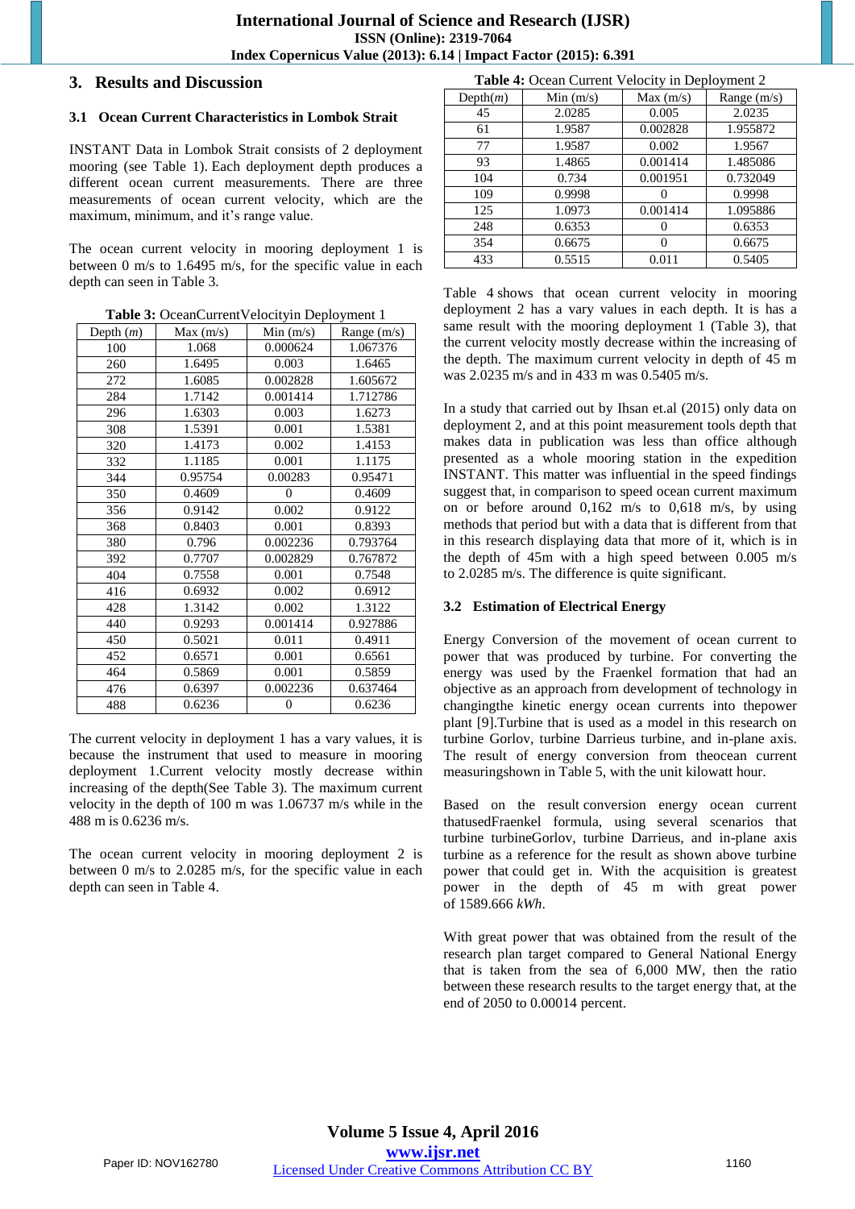## 3. Results and Discussion

### 3.1 Ocean Current Characteristics in Lombok Strait

INSTANT Data in Lombok Strait consists of 2 deployment mooring (see Table 1). Each deployment depth produces a different ocean current measurements. There are three measurements of ocean current velocity, which are the maximum, minimum, and it's range value.

The ocean current velocity in mooring deployment 1 is between 0 m/s to 1.6495 m/s, for the specific value in each depth can seen in Table 3.

**Table 3:** OceanCurrentVelocityin Deployment 1

| Depth (*m*) | Max (m/s) | Min (m/s) | Range (m/s) |
|---|---|---|---|
| 100 | 1.068 | 0.000624 | 1.067376 |
| 260 | 1.6495 | 0.003 | 1.6465 |
| 272 | 1.6085 | 0.002828 | 1.605672 |
| 284 | 1.7142 | 0.001414 | 1.712786 |
| 296 | 1.6303 | 0.003 | 1.6273 |
| 308 | 1.5391 | 0.001 | 1.5381 |
| 320 | 1.4173 | 0.002 | 1.4153 |
| 332 | 1.1185 | 0.001 | 1.1175 |
| 344 | 0.95754 | 0.00283 | 0.95471 |
| 350 | 0.4609 | 0 | 0.4609 |
| 356 | 0.9142 | 0.002 | 0.9122 |
| 368 | 0.8403 | 0.001 | 0.8393 |
| 380 | 0.796 | 0.002236 | 0.793764 |
| 392 | 0.7707 | 0.002829 | 0.767872 |
| 404 | 0.7558 | 0.001 | 0.7548 |
| 416 | 0.6932 | 0.002 | 0.6912 |
| 428 | 1.3142 | 0.002 | 1.3122 |
| 440 | 0.9293 | 0.001414 | 0.927886 |
| 450 | 0.5021 | 0.011 | 0.4911 |
| 452 | 0.6571 | 0.001 | 0.6561 |
| 464 | 0.5869 | 0.001 | 0.5859 |
| 476 | 0.6397 | 0.002236 | 0.637464 |
| 488 | 0.6236 | 0 | 0.6236 |

The current velocity in deployment 1 has a vary values, it is because the instrument that used to measure in mooring deployment 1.Current velocity mostly decrease within increasing of the depth(See Table 3). The maximum current velocity in the depth of 100 m was 1.06737 m/s while in the 488 m is 0.6236 m/s.

The ocean current velocity in mooring deployment 2 is between 0 m/s to 2.0285 m/s, for the specific value in each depth can seen in Table 4.

**Table 4:** Ocean Current Velocity in Deployment 2

| Depth(*m*) | Min (m/s) | Max (m/s) | Range (m/s) |
|---|---|---|---|
| 45 | 2.0285 | 0.005 | 2.0235 |
| 61 | 1.9587 | 0.002828 | 1.955872 |
| 77 | 1.9587 | 0.002 | 1.9567 |
| 93 | 1.4865 | 0.001414 | 1.485086 |
| 104 | 0.734 | 0.001951 | 0.732049 |
| 109 | 0.9998 | 0 | 0.9998 |
| 125 | 1.0973 | 0.001414 | 1.095886 |
| 248 | 0.6353 | 0 | 0.6353 |
| 354 | 0.6675 | 0 | 0.6675 |
| 433 | 0.5515 | 0.011 | 0.5405 |

Table 4 shows that ocean current velocity in mooring deployment 2 has a vary values in each depth. It is has a same result with the mooring deployment 1 (Table 3), that the current velocity mostly decrease within the increasing of the depth. The maximum current velocity in depth of 45 m was 2.0235 m/s and in 433 m was 0.5405 m/s.

In a study that carried out by Ihsan et.al (2015) only data on deployment 2, and at this point measurement tools depth that makes data in publication was less than office although presented as a whole mooring station in the expedition INSTANT. This matter was influential in the speed findings suggest that, in comparison to speed ocean current maximum on or before around 0,162 m/s to 0,618 m/s, by using methods that period but with a data that is different from that in this research displaying data that more of it, which is in the depth of 45m with a high speed between 0.005 m/s to 2.0285 m/s. The difference is quite significant.

### 3.2 Estimation of Electrical Energy

Energy Conversion of the movement of ocean current to power that was produced by turbine. For converting the energy was used by the Fraenkel formation that had an objective as an approach from development of technology in changingthe kinetic energy ocean currents into thepower plant [9].Turbine that is used as a model in this research on turbine Gorlov, turbine Darrieus turbine, and in-plane axis. The result of energy conversion from theocean current measuringshown in Table 5, with the unit kilowatt hour.

Based on the result conversion energy ocean current thatusedFraenkel formula, using several scenarios that turbine turbineGorlov, turbine Darrieus, and in-plane axis turbine as a reference for the result as shown above turbine power that could get in. With the acquisition is greatest power in the depth of 45 m with great power of 1589.666 *kWh*.

With great power that was obtained from the result of the research plan target compared to General National Energy that is taken from the sea of 6,000 MW, then the ratio between these research results to the target energy that, at the end of 2050 to 0.00014 percent.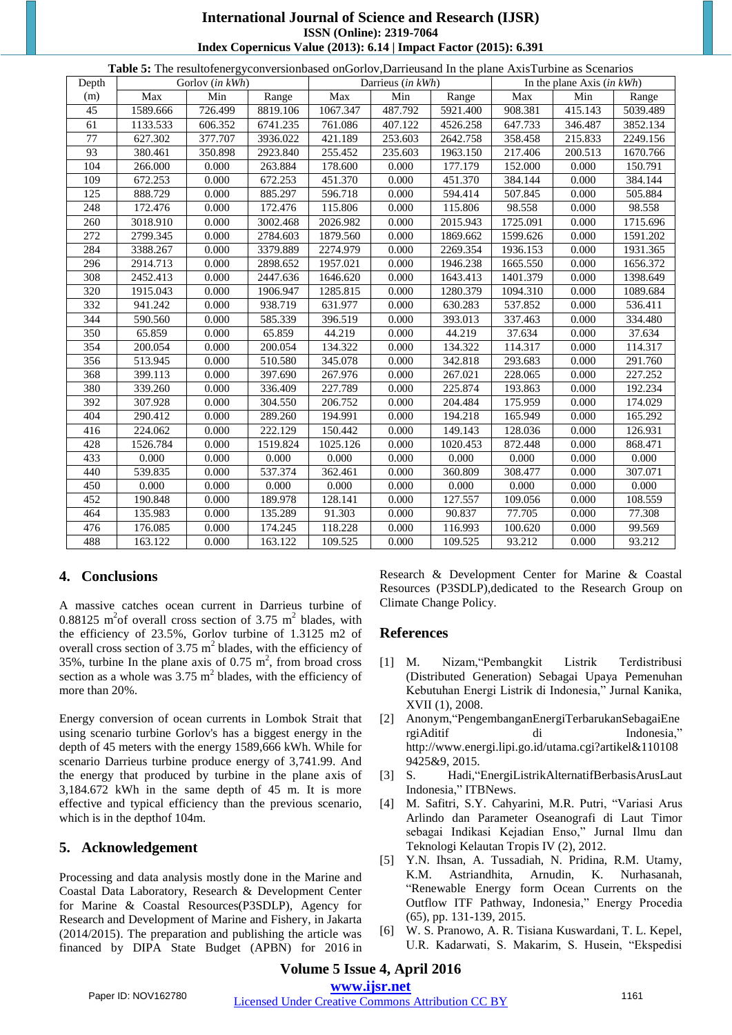**Table 5:** The resultofenergyconversionbased onGorlov,Darrieusand In the plane AxisTurbine as Scenarios

| Depth | Gorlov (*in kWh*) | | | Darrieus (*in kWh*) | | | In the plane Axis (*in kWh*) | | |
|---|---|---|---|---|---|---|---|---|---|
| (m) | Max | Min | Range | Max | Min | Range | Max | Min | Range |
| 45 | 1589.666 | 726.499 | 8819.106 | 1067.347 | 487.792 | 5921.400 | 908.381 | 415.143 | 5039.489 |
| 61 | 1133.533 | 606.352 | 6741.235 | 761.086 | 407.122 | 4526.258 | 647.733 | 346.487 | 3852.134 |
| 77 | 627.302 | 377.707 | 3936.022 | 421.189 | 253.603 | 2642.758 | 358.458 | 215.833 | 2249.156 |
| 93 | 380.461 | 350.898 | 2923.840 | 255.452 | 235.603 | 1963.150 | 217.406 | 200.513 | 1670.766 |
| 104 | 266.000 | 0.000 | 263.884 | 178.600 | 0.000 | 177.179 | 152.000 | 0.000 | 150.791 |
| 109 | 672.253 | 0.000 | 672.253 | 451.370 | 0.000 | 451.370 | 384.144 | 0.000 | 384.144 |
| 125 | 888.729 | 0.000 | 885.297 | 596.718 | 0.000 | 594.414 | 507.845 | 0.000 | 505.884 |
| 248 | 172.476 | 0.000 | 172.476 | 115.806 | 0.000 | 115.806 | 98.558 | 0.000 | 98.558 |
| 260 | 3018.910 | 0.000 | 3002.468 | 2026.982 | 0.000 | 2015.943 | 1725.091 | 0.000 | 1715.696 |
| 272 | 2799.345 | 0.000 | 2784.603 | 1879.560 | 0.000 | 1869.662 | 1599.626 | 0.000 | 1591.202 |
| 284 | 3388.267 | 0.000 | 3379.889 | 2274.979 | 0.000 | 2269.354 | 1936.153 | 0.000 | 1931.365 |
| 296 | 2914.713 | 0.000 | 2898.652 | 1957.021 | 0.000 | 1946.238 | 1665.550 | 0.000 | 1656.372 |
| 308 | 2452.413 | 0.000 | 2447.636 | 1646.620 | 0.000 | 1643.413 | 1401.379 | 0.000 | 1398.649 |
| 320 | 1915.043 | 0.000 | 1906.947 | 1285.815 | 0.000 | 1280.379 | 1094.310 | 0.000 | 1089.684 |
| 332 | 941.242 | 0.000 | 938.719 | 631.977 | 0.000 | 630.283 | 537.852 | 0.000 | 536.411 |
| 344 | 590.560 | 0.000 | 585.339 | 396.519 | 0.000 | 393.013 | 337.463 | 0.000 | 334.480 |
| 350 | 65.859 | 0.000 | 65.859 | 44.219 | 0.000 | 44.219 | 37.634 | 0.000 | 37.634 |
| 354 | 200.054 | 0.000 | 200.054 | 134.322 | 0.000 | 134.322 | 114.317 | 0.000 | 114.317 |
| 356 | 513.945 | 0.000 | 510.580 | 345.078 | 0.000 | 342.818 | 293.683 | 0.000 | 291.760 |
| 368 | 399.113 | 0.000 | 397.690 | 267.976 | 0.000 | 267.021 | 228.065 | 0.000 | 227.252 |
| 380 | 339.260 | 0.000 | 336.409 | 227.789 | 0.000 | 225.874 | 193.863 | 0.000 | 192.234 |
| 392 | 307.928 | 0.000 | 304.550 | 206.752 | 0.000 | 204.484 | 175.959 | 0.000 | 174.029 |
| 404 | 290.412 | 0.000 | 289.260 | 194.991 | 0.000 | 194.218 | 165.949 | 0.000 | 165.292 |
| 416 | 224.062 | 0.000 | 222.129 | 150.442 | 0.000 | 149.143 | 128.036 | 0.000 | 126.931 |
| 428 | 1526.784 | 0.000 | 1519.824 | 1025.126 | 0.000 | 1020.453 | 872.448 | 0.000 | 868.471 |
| 433 | 0.000 | 0.000 | 0.000 | 0.000 | 0.000 | 0.000 | 0.000 | 0.000 | 0.000 |
| 440 | 539.835 | 0.000 | 537.374 | 362.461 | 0.000 | 360.809 | 308.477 | 0.000 | 307.071 |
| 450 | 0.000 | 0.000 | 0.000 | 0.000 | 0.000 | 0.000 | 0.000 | 0.000 | 0.000 |
| 452 | 190.848 | 0.000 | 189.978 | 128.141 | 0.000 | 127.557 | 109.056 | 0.000 | 108.559 |
| 464 | 135.983 | 0.000 | 135.289 | 91.303 | 0.000 | 90.837 | 77.705 | 0.000 | 77.308 |
| 476 | 176.085 | 0.000 | 174.245 | 118.228 | 0.000 | 116.993 | 100.620 | 0.000 | 99.569 |
| 488 | 163.122 | 0.000 | 163.122 | 109.525 | 0.000 | 109.525 | 93.212 | 0.000 | 93.212 |

## 4. Conclusions

A massive catches ocean current in Darrieus turbine of 0.88125 $m^2$of overall cross section of 3.75 $m^2$ blades, with the efficiency of 23.5%, Gorlov turbine of 1.3125 m2 of overall cross section of 3.75 $m^2$ blades, with the efficiency of 35%, turbine In the plane axis of 0.75 $m^2$, from broad cross section as a whole was 3.75 $m^2$ blades, with the efficiency of more than 20%.

Energy conversion of ocean currents in Lombok Strait that using scenario turbine Gorlov's has a biggest energy in the depth of 45 meters with the energy 1589,666 kWh. While for scenario Darrieus turbine produce energy of 3,741.99. And the energy that produced by turbine in the plane axis of 3,184.672 kWh in the same depth of 45 m. It is more effective and typical efficiency than the previous scenario, which is in the depthof 104m.

## 5. Acknowledgement

Processing and data analysis mostly done in the Marine and Coastal Data Laboratory, Research & Development Center for Marine & Coastal Resources(P3SDLP), Agency for Research and Development of Marine and Fishery, in Jakarta (2014/2015). The preparation and publishing the article was financed by DIPA State Budget (APBN) for 2016 in Research & Development Center for Marine & Coastal Resources (P3SDLP),dedicated to the Research Group on Climate Change Policy.

## References

[1] M. Nizam,"Pembangkit Listrik Terdistribusi (Distributed Generation) Sebagai Upaya Pemenuhan Kebutuhan Energi Listrik di Indonesia," Jurnal Kanika, XVII (1), 2008.

[2] Anonym,"PengembanganEnergiTerbarukanSebagaiEnergiAditif di Indonesia," http://www.energi.lipi.go.id/utama.cgi?artikel&1101089425&9, 2015.

[3] S. Hadi,"EnergiListrikAlternatifBerbasisArusLaut Indonesia," ITBNews.

[4] M. Safitri, S.Y. Cahyarini, M.R. Putri, "Variasi Arus Arlindo dan Parameter Oseanografi di Laut Timor sebagai Indikasi Kejadian Enso," Jurnal Ilmu dan Teknologi Kelautan Tropis IV (2), 2012.

[5] Y.N. Ihsan, A. Tussadiah, N. Pridina, R.M. Utamy, K.M. Astriandhita, Arnudin, K. Nurhasanah, "Renewable Energy form Ocean Currents on the Outflow ITF Pathway, Indonesia," Energy Procedia (65), pp. 131-139, 2015.

[6] W. S. Pranowo, A. R. Tisiana Kuswardani, T. L. Kepel, U.R. Kadarwati, S. Makarim, S. Husein, "Ekspedisi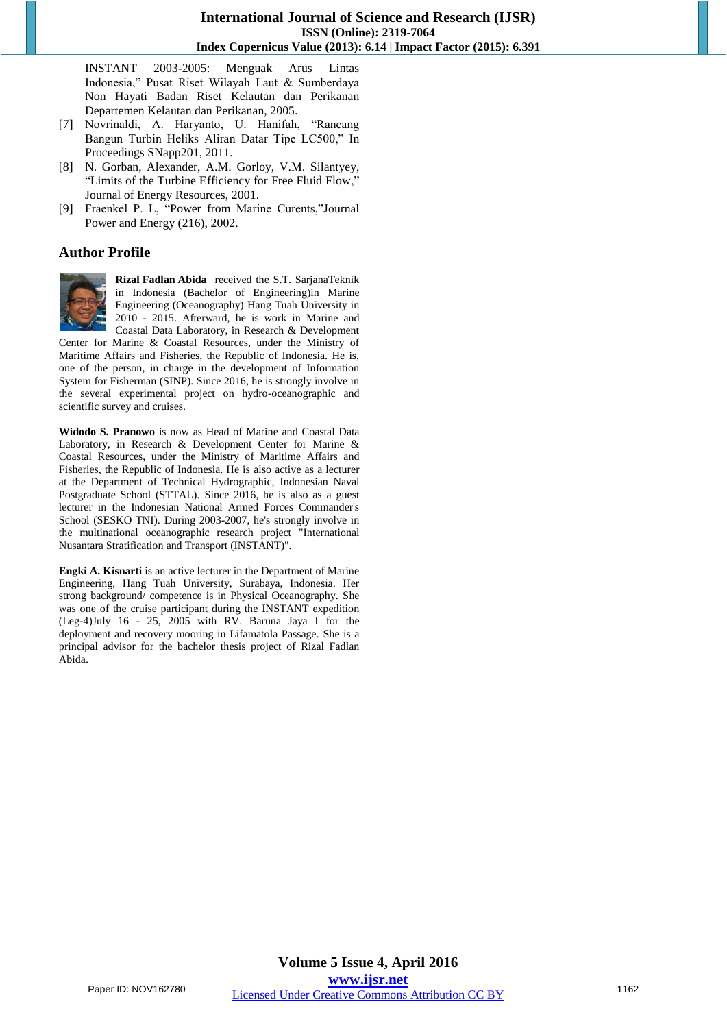INSTANT 2003-2005: Menguak Arus Lintas Indonesia," Pusat Riset Wilayah Laut & Sumberdaya Non Hayati Badan Riset Kelautan dan Perikanan Departemen Kelautan dan Perikanan, 2005.

[7] Novrinaldi, A. Haryanto, U. Hanifah, "Rancang Bangun Turbin Heliks Aliran Datar Tipe LC500," In Proceedings SNapp201, 2011.

[8] N. Gorban, Alexander, A.M. Gorloy, V.M. Silantyey, "Limits of the Turbine Efficiency for Free Fluid Flow," Journal of Energy Resources, 2001.

[9] Fraenkel P. L, "Power from Marine Curents,"Journal Power and Energy (216), 2002.

## Author Profile

**Rizal Fadlan Abida** received the S.T. SarjanaTeknik in Indonesia (Bachelor of Engineering)in Marine Engineering (Oceanography) Hang Tuah University in 2010 - 2015. Afterward, he is work in Marine and Coastal Data Laboratory, in Research & Development Center for Marine & Coastal Resources, under the Ministry of Maritime Affairs and Fisheries, the Republic of Indonesia. He is, one of the person, in charge in the development of Information System for Fisherman (SINP). Since 2016, he is strongly involve in the several experimental project on hydro-oceanographic and scientific survey and cruises.

**Widodo S. Pranowo** is now as Head of Marine and Coastal Data Laboratory, in Research & Development Center for Marine & Coastal Resources, under the Ministry of Maritime Affairs and Fisheries, the Republic of Indonesia. He is also active as a lecturer at the Department of Technical Hydrographic, Indonesian Naval Postgraduate School (STTAL). Since 2016, he is also as a guest lecturer in the Indonesian National Armed Forces Commander's School (SESKO TNI). During 2003-2007, he's strongly involve in the multinational oceanographic research project "International Nusantara Stratification and Transport (INSTANT)".

**Engki A. Kisnarti** is an active lecturer in the Department of Marine Engineering, Hang Tuah University, Surabaya, Indonesia. Her strong background/ competence is in Physical Oceanography. She was one of the cruise participant during the INSTANT expedition (Leg-4)July 16 - 25, 2005 with RV. Baruna Jaya I for the deployment and recovery mooring in Lifamatola Passage. She is a principal advisor for the bachelor thesis project of Rizal Fadlan Abida.